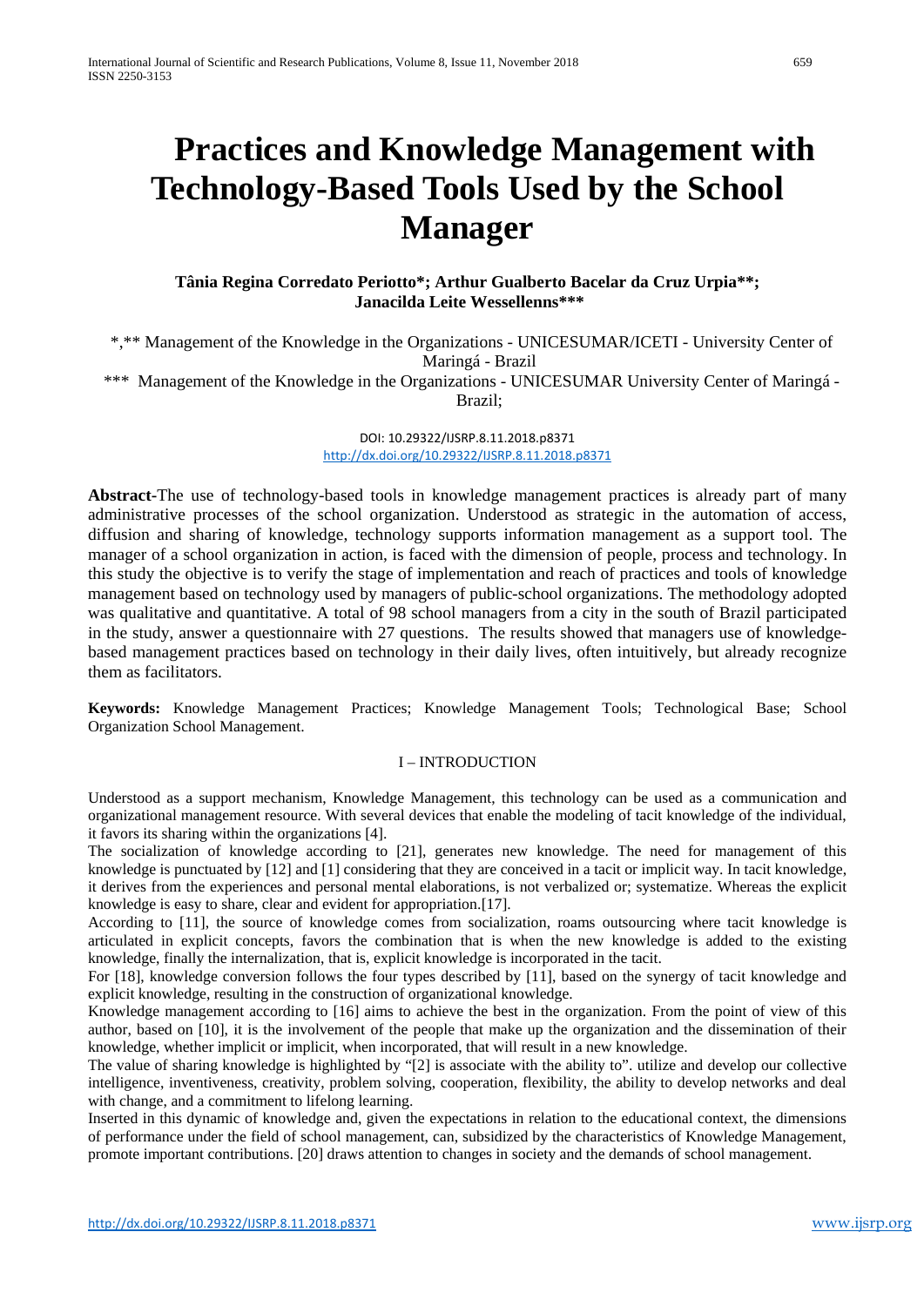# Practices and Knowledge Management with Technology-Based Tools Used by the School Manager

**Tânia Regina Corredato Periotto*; Arthur Gualberto Bacelar da Cruz Urpia**; Janacilda Leite Wessellenns*****

*,** Management of the Knowledge in the Organizations - UNICESUMAR/ICETI - University Center of Maringá - Brazil

*** Management of the Knowledge in the Organizations - UNICESUMAR University Center of Maringá - Brazil;

DOI: 10.29322/IJSRP.8.11.2018.p8371
http://dx.doi.org/10.29322/IJSRP.8.11.2018.p8371

**Abstract**-The use of technology-based tools in knowledge management practices is already part of many administrative processes of the school organization. Understood as strategic in the automation of access, diffusion and sharing of knowledge, technology supports information management as a support tool. The manager of a school organization in action, is faced with the dimension of people, process and technology. In this study the objective is to verify the stage of implementation and reach of practices and tools of knowledge management based on technology used by managers of public-school organizations. The methodology adopted was qualitative and quantitative. A total of 98 school managers from a city in the south of Brazil participated in the study, answer a questionnaire with 27 questions. The results showed that managers use of knowledge-based management practices based on technology in their daily lives, often intuitively, but already recognize them as facilitators.

**Keywords:** Knowledge Management Practices; Knowledge Management Tools; Technological Base; School Organization School Management.

## I – INTRODUCTION

Understood as a support mechanism, Knowledge Management, this technology can be used as a communication and organizational management resource. With several devices that enable the modeling of tacit knowledge of the individual, it favors its sharing within the organizations [4].

The socialization of knowledge according to [21], generates new knowledge. The need for management of this knowledge is punctuated by [12] and [1] considering that they are conceived in a tacit or implicit way. In tacit knowledge, it derives from the experiences and personal mental elaborations, is not verbalized or; systematize. Whereas the explicit knowledge is easy to share, clear and evident for appropriation.[17].

According to [11], the source of knowledge comes from socialization, roams outsourcing where tacit knowledge is articulated in explicit concepts, favors the combination that is when the new knowledge is added to the existing knowledge, finally the internalization, that is, explicit knowledge is incorporated in the tacit.

For [18], knowledge conversion follows the four types described by [11], based on the synergy of tacit knowledge and explicit knowledge, resulting in the construction of organizational knowledge.

Knowledge management according to [16] aims to achieve the best in the organization. From the point of view of this author, based on [10], it is the involvement of the people that make up the organization and the dissemination of their knowledge, whether implicit or implicit, when incorporated, that will result in a new knowledge.

The value of sharing knowledge is highlighted by "[2] is associate with the ability to". utilize and develop our collective intelligence, inventiveness, creativity, problem solving, cooperation, flexibility, the ability to develop networks and deal with change, and a commitment to lifelong learning.

Inserted in this dynamic of knowledge and, given the expectations in relation to the educational context, the dimensions of performance under the field of school management, can, subsidized by the characteristics of Knowledge Management, promote important contributions. [20] draws attention to changes in society and the demands of school management.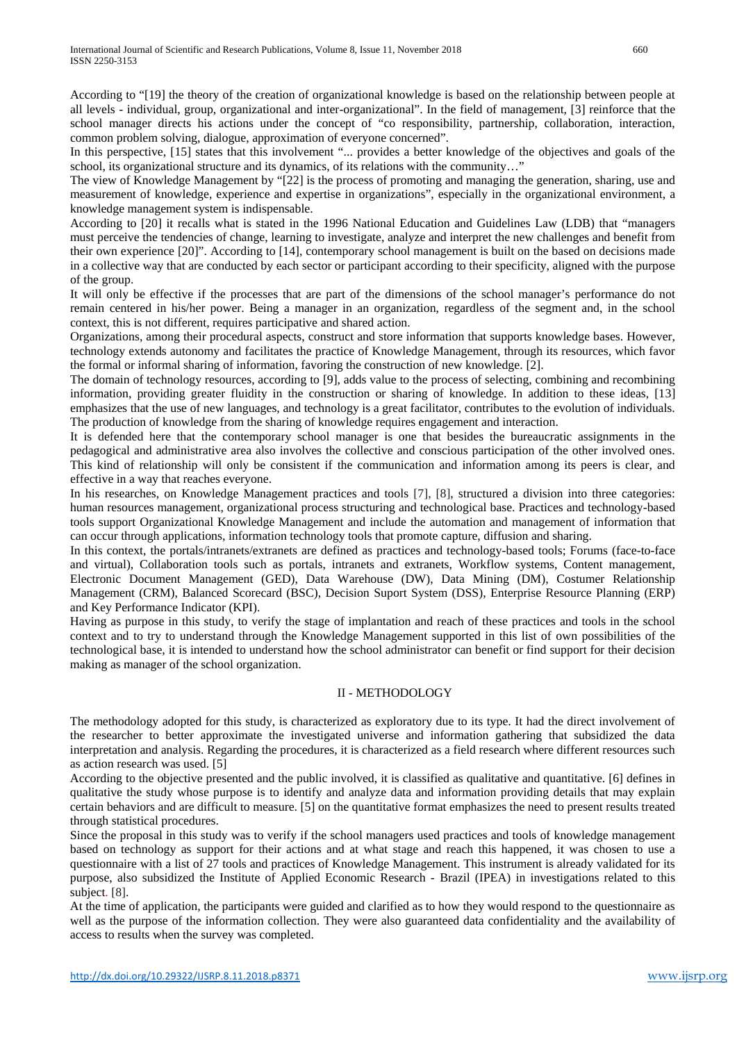According to "[19] the theory of the creation of organizational knowledge is based on the relationship between people at all levels - individual, group, organizational and inter-organizational". In the field of management, [3] reinforce that the school manager directs his actions under the concept of "co responsibility, partnership, collaboration, interaction, common problem solving, dialogue, approximation of everyone concerned".

In this perspective, [15] states that this involvement "... provides a better knowledge of the objectives and goals of the school, its organizational structure and its dynamics, of its relations with the community…"

The view of Knowledge Management by "[22] is the process of promoting and managing the generation, sharing, use and measurement of knowledge, experience and expertise in organizations", especially in the organizational environment, a knowledge management system is indispensable.

According to [20] it recalls what is stated in the 1996 National Education and Guidelines Law (LDB) that "managers must perceive the tendencies of change, learning to investigate, analyze and interpret the new challenges and benefit from their own experience [20]". According to [14], contemporary school management is built on the based on decisions made in a collective way that are conducted by each sector or participant according to their specificity, aligned with the purpose of the group.

It will only be effective if the processes that are part of the dimensions of the school manager's performance do not remain centered in his/her power. Being a manager in an organization, regardless of the segment and, in the school context, this is not different, requires participative and shared action.

Organizations, among their procedural aspects, construct and store information that supports knowledge bases. However, technology extends autonomy and facilitates the practice of Knowledge Management, through its resources, which favor the formal or informal sharing of information, favoring the construction of new knowledge. [2].

The domain of technology resources, according to [9], adds value to the process of selecting, combining and recombining information, providing greater fluidity in the construction or sharing of knowledge. In addition to these ideas, [13] emphasizes that the use of new languages, and technology is a great facilitator, contributes to the evolution of individuals. The production of knowledge from the sharing of knowledge requires engagement and interaction.

It is defended here that the contemporary school manager is one that besides the bureaucratic assignments in the pedagogical and administrative area also involves the collective and conscious participation of the other involved ones. This kind of relationship will only be consistent if the communication and information among its peers is clear, and effective in a way that reaches everyone.

In his researches, on Knowledge Management practices and tools [7], [8], structured a division into three categories: human resources management, organizational process structuring and technological base. Practices and technology-based tools support Organizational Knowledge Management and include the automation and management of information that can occur through applications, information technology tools that promote capture, diffusion and sharing.

In this context, the portals/intranets/extranets are defined as practices and technology-based tools; Forums (face-to-face and virtual), Collaboration tools such as portals, intranets and extranets, Workflow systems, Content management, Electronic Document Management (GED), Data Warehouse (DW), Data Mining (DM), Costumer Relationship Management (CRM), Balanced Scorecard (BSC), Decision Suport System (DSS), Enterprise Resource Planning (ERP) and Key Performance Indicator (KPI).

Having as purpose in this study, to verify the stage of implantation and reach of these practices and tools in the school context and to try to understand through the Knowledge Management supported in this list of own possibilities of the technological base, it is intended to understand how the school administrator can benefit or find support for their decision making as manager of the school organization.

## II - METHODOLOGY

The methodology adopted for this study, is characterized as exploratory due to its type. It had the direct involvement of the researcher to better approximate the investigated universe and information gathering that subsidized the data interpretation and analysis. Regarding the procedures, it is characterized as a field research where different resources such as action research was used. [5]

According to the objective presented and the public involved, it is classified as qualitative and quantitative. [6] defines in qualitative the study whose purpose is to identify and analyze data and information providing details that may explain certain behaviors and are difficult to measure. [5] on the quantitative format emphasizes the need to present results treated through statistical procedures.

Since the proposal in this study was to verify if the school managers used practices and tools of knowledge management based on technology as support for their actions and at what stage and reach this happened, it was chosen to use a questionnaire with a list of 27 tools and practices of Knowledge Management. This instrument is already validated for its purpose, also subsidized the Institute of Applied Economic Research - Brazil (IPEA) in investigations related to this subject. [8].

At the time of application, the participants were guided and clarified as to how they would respond to the questionnaire as well as the purpose of the information collection. They were also guaranteed data confidentiality and the availability of access to results when the survey was completed.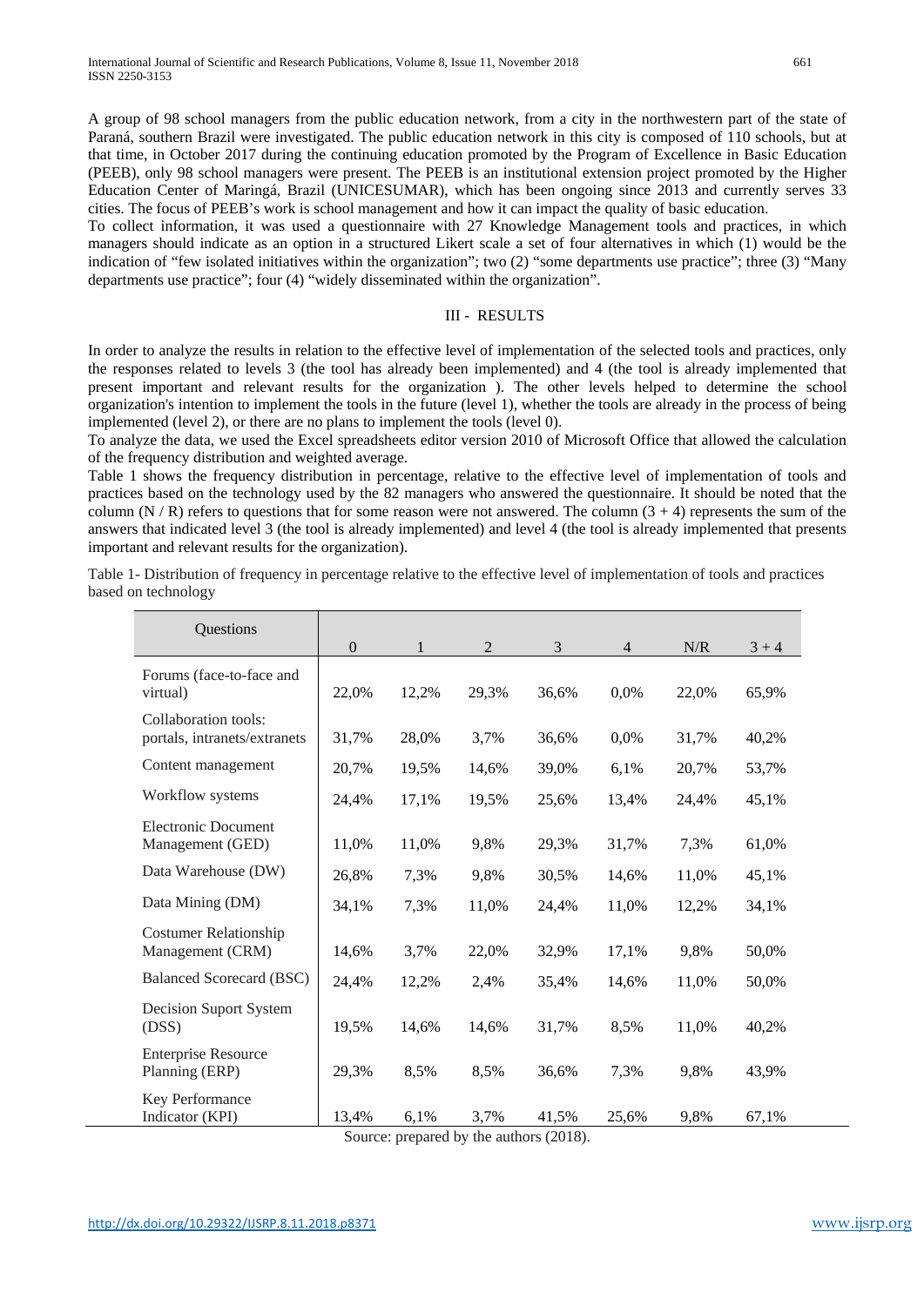A group of 98 school managers from the public education network, from a city in the northwestern part of the state of Paraná, southern Brazil were investigated. The public education network in this city is composed of 110 schools, but at that time, in October 2017 during the continuing education promoted by the Program of Excellence in Basic Education (PEEB), only 98 school managers were present. The PEEB is an institutional extension project promoted by the Higher Education Center of Maringá, Brazil (UNICESUMAR), which has been ongoing since 2013 and currently serves 33 cities. The focus of PEEB's work is school management and how it can impact the quality of basic education.

To collect information, it was used a questionnaire with 27 Knowledge Management tools and practices, in which managers should indicate as an option in a structured Likert scale a set of four alternatives in which (1) would be the indication of "few isolated initiatives within the organization"; two (2) "some departments use practice"; three (3) "Many departments use practice"; four (4) "widely disseminated within the organization".

## III - RESULTS

In order to analyze the results in relation to the effective level of implementation of the selected tools and practices, only the responses related to levels 3 (the tool has already been implemented) and 4 (the tool is already implemented that present important and relevant results for the organization ). The other levels helped to determine the school organization's intention to implement the tools in the future (level 1), whether the tools are already in the process of being implemented (level 2), or there are no plans to implement the tools (level 0).

To analyze the data, we used the Excel spreadsheets editor version 2010 of Microsoft Office that allowed the calculation of the frequency distribution and weighted average.

Table 1 shows the frequency distribution in percentage, relative to the effective level of implementation of tools and practices based on the technology used by the 82 managers who answered the questionnaire. It should be noted that the column (N / R) refers to questions that for some reason were not answered. The column (3 + 4) represents the sum of the answers that indicated level 3 (the tool is already implemented) and level 4 (the tool is already implemented that presents important and relevant results for the organization).

Table 1- Distribution of frequency in percentage relative to the effective level of implementation of tools and practices based on technology

| Questions | 0 | 1 | 2 | 3 | 4 | N/R | 3 + 4 |
|---|---|---|---|---|---|---|---|
| Forums (face-to-face and virtual) | 22,0% | 12,2% | 29,3% | 36,6% | 0,0% | 22,0% | 65,9% |
| Collaboration tools: portals, intranets/extranets | 31,7% | 28,0% | 3,7% | 36,6% | 0,0% | 31,7% | 40,2% |
| Content management | 20,7% | 19,5% | 14,6% | 39,0% | 6,1% | 20,7% | 53,7% |
| Workflow systems | 24,4% | 17,1% | 19,5% | 25,6% | 13,4% | 24,4% | 45,1% |
| Electronic Document Management (GED) | 11,0% | 11,0% | 9,8% | 29,3% | 31,7% | 7,3% | 61,0% |
| Data Warehouse (DW) | 26,8% | 7,3% | 9,8% | 30,5% | 14,6% | 11,0% | 45,1% |
| Data Mining (DM) | 34,1% | 7,3% | 11,0% | 24,4% | 11,0% | 12,2% | 34,1% |
| Costumer Relationship Management (CRM) | 14,6% | 3,7% | 22,0% | 32,9% | 17,1% | 9,8% | 50,0% |
| Balanced Scorecard (BSC) | 24,4% | 12,2% | 2,4% | 35,4% | 14,6% | 11,0% | 50,0% |
| Decision Suport System (DSS) | 19,5% | 14,6% | 14,6% | 31,7% | 8,5% | 11,0% | 40,2% |
| Enterprise Resource Planning (ERP) | 29,3% | 8,5% | 8,5% | 36,6% | 7,3% | 9,8% | 43,9% |
| Key Performance Indicator (KPI) | 13,4% | 6,1% | 3,7% | 41,5% | 25,6% | 9,8% | 67,1% |

Source: prepared by the authors (2018).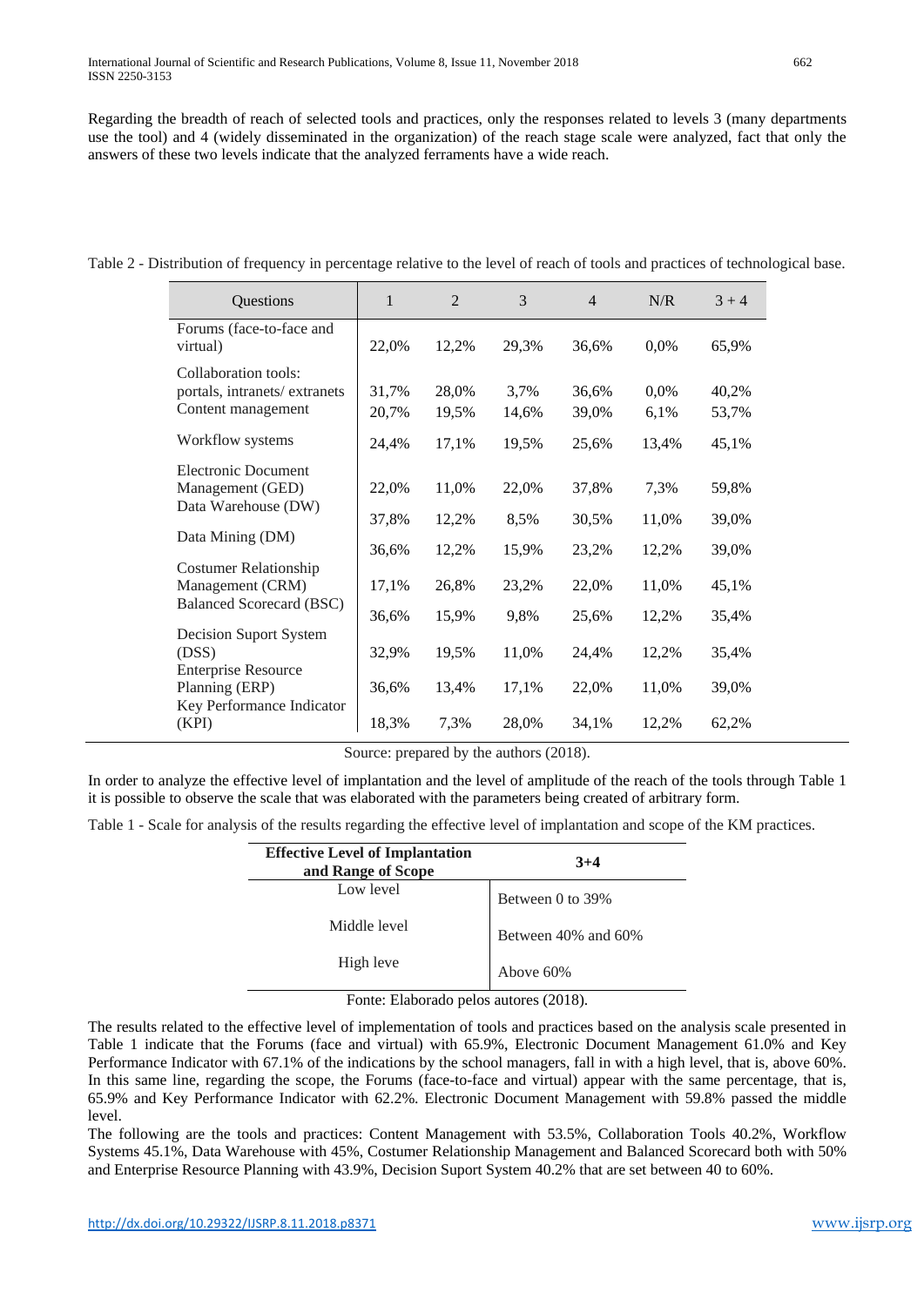Regarding the breadth of reach of selected tools and practices, only the responses related to levels 3 (many departments use the tool) and 4 (widely disseminated in the organization) of the reach stage scale were analyzed, fact that only the answers of these two levels indicate that the analyzed ferraments have a wide reach.

Table 2 - Distribution of frequency in percentage relative to the level of reach of tools and practices of technological base.

| Questions | 1 | 2 | 3 | 4 | N/R | 3 + 4 |
|---|---|---|---|---|---|---|
| Forums (face-to-face and virtual) | 22,0% | 12,2% | 29,3% | 36,6% | 0,0% | 65,9% |
| Collaboration tools: portals, intranets/ extranets | 31,7% | 28,0% | 3,7% | 36,6% | 0,0% | 40,2% |
| Content management | 20,7% | 19,5% | 14,6% | 39,0% | 6,1% | 53,7% |
| Workflow systems | 24,4% | 17,1% | 19,5% | 25,6% | 13,4% | 45,1% |
| Electronic Document Management (GED) | 22,0% | 11,0% | 22,0% | 37,8% | 7,3% | 59,8% |
| Data Warehouse (DW) | 37,8% | 12,2% | 8,5% | 30,5% | 11,0% | 39,0% |
| Data Mining (DM) | 36,6% | 12,2% | 15,9% | 23,2% | 12,2% | 39,0% |
| Costumer Relationship Management (CRM) | 17,1% | 26,8% | 23,2% | 22,0% | 11,0% | 45,1% |
| Balanced Scorecard (BSC) | 36,6% | 15,9% | 9,8% | 25,6% | 12,2% | 35,4% |
| Decision Suport System (DSS) | 32,9% | 19,5% | 11,0% | 24,4% | 12,2% | 35,4% |
| Enterprise Resource Planning (ERP) | 36,6% | 13,4% | 17,1% | 22,0% | 11,0% | 39,0% |
| Key Performance Indicator (KPI) | 18,3% | 7,3% | 28,0% | 34,1% | 12,2% | 62,2% |

Source: prepared by the authors (2018).

In order to analyze the effective level of implantation and the level of amplitude of the reach of the tools through Table 1 it is possible to observe the scale that was elaborated with the parameters being created of arbitrary form.

Table 1 - Scale for analysis of the results regarding the effective level of implantation and scope of the KM practices.

| **Effective Level of Implantation and Range of Scope** | **3+4** |
|---|---|
| Low level | Between 0 to 39% |
| Middle level | Between 40% and 60% |
| High leve | Above 60% |

Fonte: Elaborado pelos autores (2018).

The results related to the effective level of implementation of tools and practices based on the analysis scale presented in Table 1 indicate that the Forums (face and virtual) with 65.9%, Electronic Document Management 61.0% and Key Performance Indicator with 67.1% of the indications by the school managers, fall in with a high level, that is, above 60%. In this same line, regarding the scope, the Forums (face-to-face and virtual) appear with the same percentage, that is, 65.9% and Key Performance Indicator with 62.2%. Electronic Document Management with 59.8% passed the middle level.

The following are the tools and practices: Content Management with 53.5%, Collaboration Tools 40.2%, Workflow Systems 45.1%, Data Warehouse with 45%, Costumer Relationship Management and Balanced Scorecard both with 50% and Enterprise Resource Planning with 43.9%, Decision Suport System 40.2% that are set between 40 to 60%.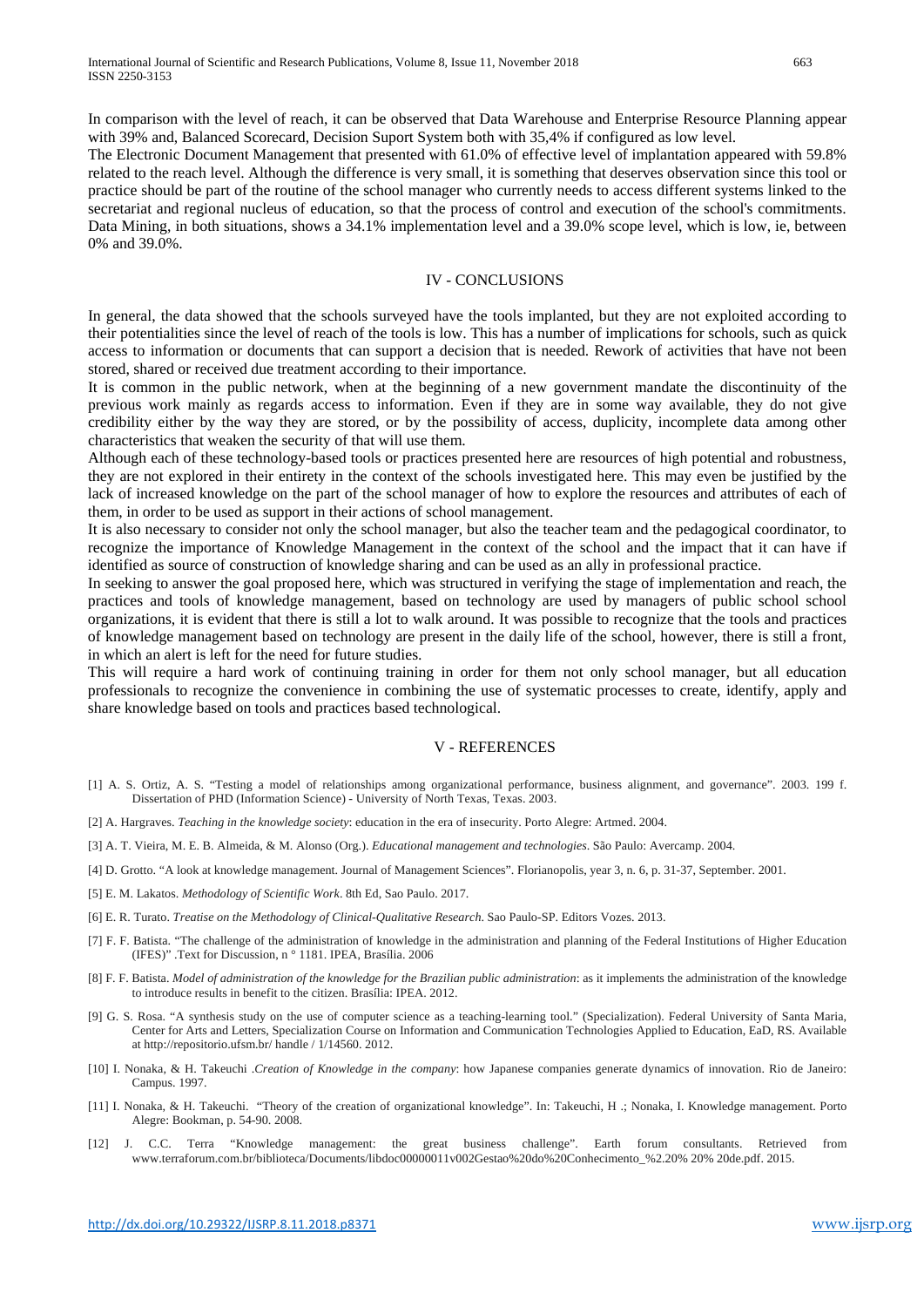In comparison with the level of reach, it can be observed that Data Warehouse and Enterprise Resource Planning appear with 39% and, Balanced Scorecard, Decision Suport System both with 35,4% if configured as low level.

The Electronic Document Management that presented with 61.0% of effective level of implantation appeared with 59.8% related to the reach level. Although the difference is very small, it is something that deserves observation since this tool or practice should be part of the routine of the school manager who currently needs to access different systems linked to the secretariat and regional nucleus of education, so that the process of control and execution of the school's commitments. Data Mining, in both situations, shows a 34.1% implementation level and a 39.0% scope level, which is low, ie, between 0% and 39.0%.

## IV - CONCLUSIONS

In general, the data showed that the schools surveyed have the tools implanted, but they are not exploited according to their potentialities since the level of reach of the tools is low. This has a number of implications for schools, such as quick access to information or documents that can support a decision that is needed. Rework of activities that have not been stored, shared or received due treatment according to their importance.

It is common in the public network, when at the beginning of a new government mandate the discontinuity of the previous work mainly as regards access to information. Even if they are in some way available, they do not give credibility either by the way they are stored, or by the possibility of access, duplicity, incomplete data among other characteristics that weaken the security of that will use them.

Although each of these technology-based tools or practices presented here are resources of high potential and robustness, they are not explored in their entirety in the context of the schools investigated here. This may even be justified by the lack of increased knowledge on the part of the school manager of how to explore the resources and attributes of each of them, in order to be used as support in their actions of school management.

It is also necessary to consider not only the school manager, but also the teacher team and the pedagogical coordinator, to recognize the importance of Knowledge Management in the context of the school and the impact that it can have if identified as source of construction of knowledge sharing and can be used as an ally in professional practice.

In seeking to answer the goal proposed here, which was structured in verifying the stage of implementation and reach, the practices and tools of knowledge management, based on technology are used by managers of public school school organizations, it is evident that there is still a lot to walk around. It was possible to recognize that the tools and practices of knowledge management based on technology are present in the daily life of the school, however, there is still a front, in which an alert is left for the need for future studies.

This will require a hard work of continuing training in order for them not only school manager, but all education professionals to recognize the convenience in combining the use of systematic processes to create, identify, apply and share knowledge based on tools and practices based technological.

## V - REFERENCES

[1] A. S. Ortiz, A. S. "Testing a model of relationships among organizational performance, business alignment, and governance". 2003. 199 f. Dissertation of PHD (Information Science) - University of North Texas, Texas. 2003.

[2] A. Hargraves. *Teaching in the knowledge society*: education in the era of insecurity. Porto Alegre: Artmed. 2004.

[3] A. T. Vieira, M. E. B. Almeida, & M. Alonso (Org.). *Educational management and technologies*. São Paulo: Avercamp. 2004.

[4] D. Grotto. "A look at knowledge management. Journal of Management Sciences". Florianopolis, year 3, n. 6, p. 31-37, September. 2001.

[5] E. M. Lakatos. *Methodology of Scientific Work*. 8th Ed, Sao Paulo. 2017.

[6] E. R. Turato. *Treatise on the Methodology of Clinical-Qualitative Research*. Sao Paulo-SP. Editors Vozes. 2013.

[7] F. F. Batista. "The challenge of the administration of knowledge in the administration and planning of the Federal Institutions of Higher Education (IFES)" .Text for Discussion, n ° 1181. IPEA, Brasília. 2006

[8] F. F. Batista. *Model of administration of the knowledge for the Brazilian public administration*: as it implements the administration of the knowledge to introduce results in benefit to the citizen. Brasília: IPEA. 2012.

[9] G. S. Rosa. "A synthesis study on the use of computer science as a teaching-learning tool." (Specialization). Federal University of Santa Maria, Center for Arts and Letters, Specialization Course on Information and Communication Technologies Applied to Education, EaD, RS. Available at http://repositorio.ufsm.br/ handle / 1/14560. 2012.

[10] I. Nonaka, & H. Takeuchi .*Creation of Knowledge in the company*: how Japanese companies generate dynamics of innovation. Rio de Janeiro: Campus. 1997.

[11] I. Nonaka, & H. Takeuchi. "Theory of the creation of organizational knowledge". In: Takeuchi, H .; Nonaka, I. Knowledge management. Porto Alegre: Bookman, p. 54-90. 2008.

[12] J. C.C. Terra "Knowledge management: the great business challenge". Earth forum consultants. Retrieved from www.terraforum.com.br/biblioteca/Documents/libdoc00000011v002Gestao%20do%20Conhecimento_%2.20% 20% 20de.pdf. 2015.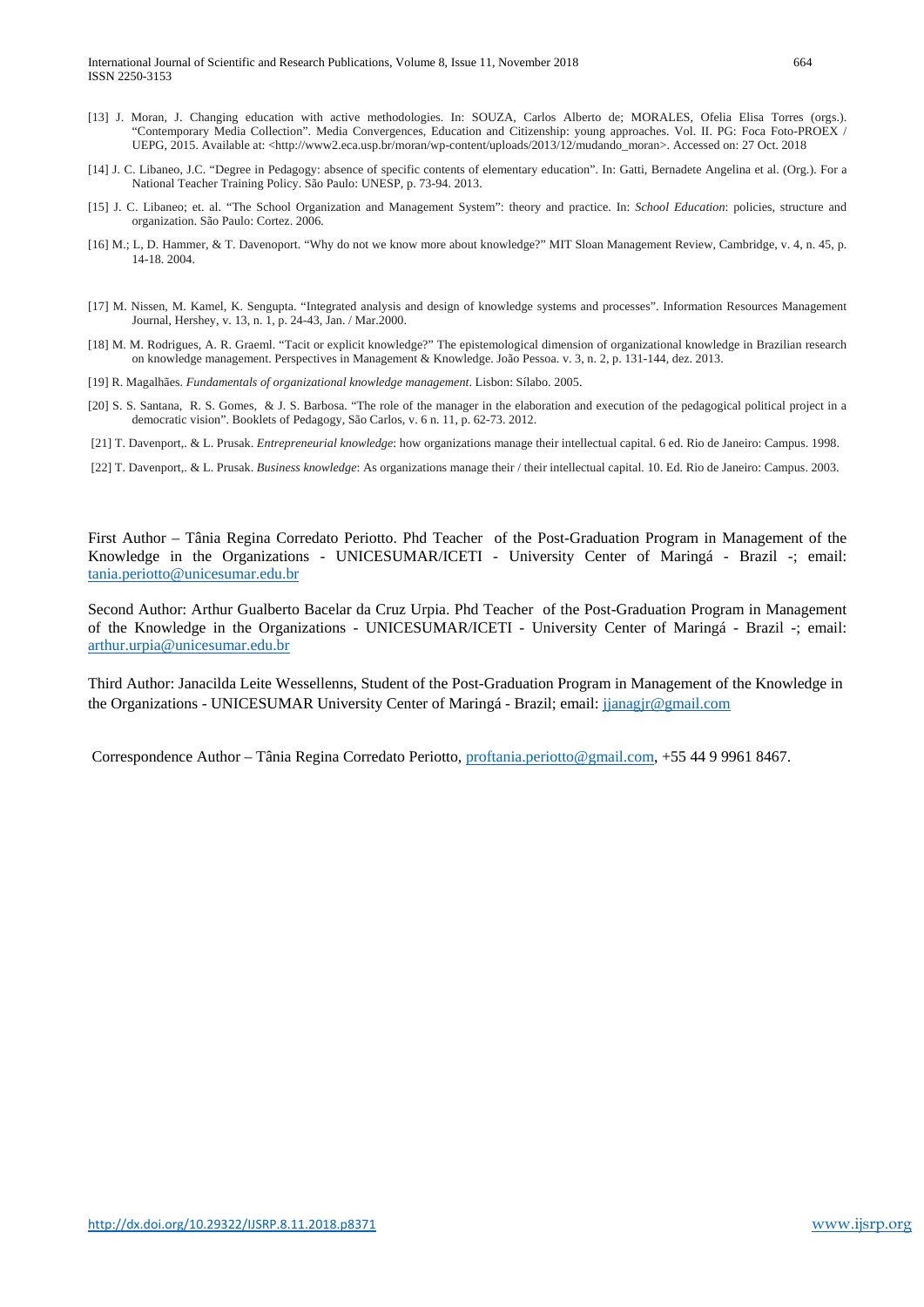[13] J. Moran, J. Changing education with active methodologies. In: SOUZA, Carlos Alberto de; MORALES, Ofelia Elisa Torres (orgs.). "Contemporary Media Collection". Media Convergences, Education and Citizenship: young approaches. Vol. II. PG: Foca Foto-PROEX / UEPG, 2015. Available at: <http://www2.eca.usp.br/moran/wp-content/uploads/2013/12/mudando_moran>. Accessed on: 27 Oct. 2018

[14] J. C. Libaneo, J.C. "Degree in Pedagogy: absence of specific contents of elementary education". In: Gatti, Bernadete Angelina et al. (Org.). For a National Teacher Training Policy. São Paulo: UNESP, p. 73-94. 2013.

[15] J. C. Libaneo; et. al. "The School Organization and Management System": theory and practice. In: *School Education*: policies, structure and organization. São Paulo: Cortez. 2006.

[16] M.; L, D. Hammer, & T. Davenoport. "Why do not we know more about knowledge?" MIT Sloan Management Review, Cambridge, v. 4, n. 45, p. 14-18. 2004.

[17] M. Nissen, M. Kamel, K. Sengupta. "Integrated analysis and design of knowledge systems and processes". Information Resources Management Journal, Hershey, v. 13, n. 1, p. 24-43, Jan. / Mar.2000.

[18] M. M. Rodrigues, A. R. Graeml. "Tacit or explicit knowledge?" The epistemological dimension of organizational knowledge in Brazilian research on knowledge management. Perspectives in Management & Knowledge. João Pessoa. v. 3, n. 2, p. 131-144, dez. 2013.

[19] R. Magalhães. *Fundamentals of organizational knowledge management*. Lisbon: Sílabo. 2005.

[20] S. S. Santana, R. S. Gomes, & J. S. Barbosa. "The role of the manager in the elaboration and execution of the pedagogical political project in a democratic vision". Booklets of Pedagogy, São Carlos, v. 6 n. 11, p. 62-73. 2012.

[21] T. Davenport,. & L. Prusak. *Entrepreneurial knowledge*: how organizations manage their intellectual capital. 6 ed. Rio de Janeiro: Campus. 1998.

[22] T. Davenport,. & L. Prusak. *Business knowledge*: As organizations manage their / their intellectual capital. 10. Ed. Rio de Janeiro: Campus. 2003.

First Author – Tânia Regina Corredato Periotto. Phd Teacher of the Post-Graduation Program in Management of the Knowledge in the Organizations - UNICESUMAR/ICETI - University Center of Maringá - Brazil -; email: tania.periotto@unicesumar.edu.br

Second Author: Arthur Gualberto Bacelar da Cruz Urpia. Phd Teacher of the Post-Graduation Program in Management of the Knowledge in the Organizations - UNICESUMAR/ICETI - University Center of Maringá - Brazil -; email: arthur.urpia@unicesumar.edu.br

Third Author: Janacilda Leite Wessellenns, Student of the Post-Graduation Program in Management of the Knowledge in the Organizations - UNICESUMAR University Center of Maringá - Brazil; email: jjanagjr@gmail.com

Correspondence Author – Tânia Regina Corredato Periotto, proftania.periotto@gmail.com, +55 44 9 9961 8467.